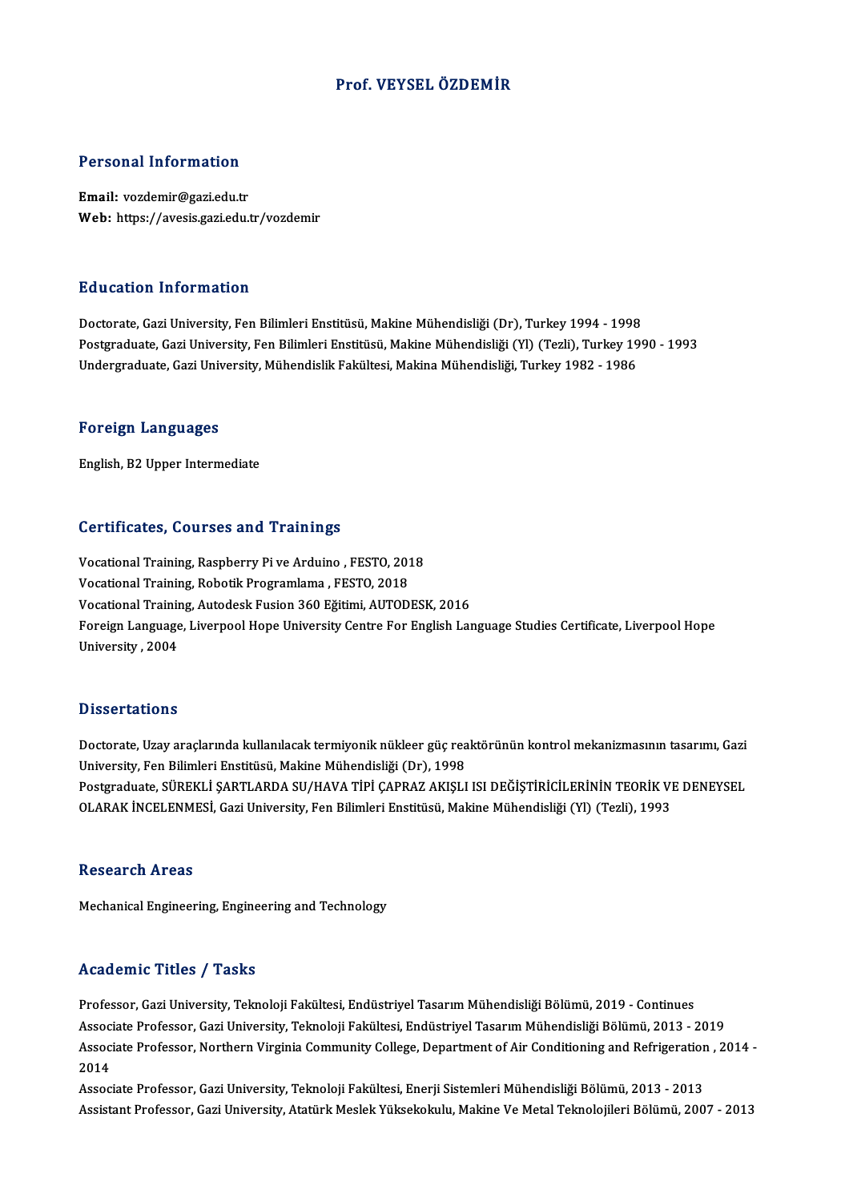# Prof. VEYSEL ÖZDEMİR

## Personal Information

**Email:** vozdemir@gazi.edu.tr
**Web:** https://avesis.gazi.edu.tr/vozdemir

## Education Information

Doctorate, Gazi University, Fen Bilimleri Enstitüsü, Makine Mühendisliği (Dr), Turkey 1994 - 1998
Postgraduate, Gazi University, Fen Bilimleri Enstitüsü, Makine Mühendisliği (Yl) (Tezli), Turkey 1990 - 1993
Undergraduate, Gazi University, Mühendislik Fakültesi, Makina Mühendisliği, Turkey 1982 - 1986

## Foreign Languages

English, B2 Upper Intermediate

## Certificates, Courses and Trainings

Vocational Training, Raspberry Pi ve Arduino , FESTO, 2018
Vocational Training, Robotik Programlama , FESTO, 2018
Vocational Training, Autodesk Fusion 360 Eğitimi, AUTODESK, 2016
Foreign Language, Liverpool Hope University Centre For English Language Studies Certificate, Liverpool Hope University , 2004

## Dissertations

Doctorate, Uzay araçlarında kullanılacak termiyonik nükleer güç reaktörünün kontrol mekanizmasının tasarımı, Gazi University, Fen Bilimleri Enstitüsü, Makine Mühendisliği (Dr), 1998
Postgraduate, SÜREKLİ ŞARTLARDA SU/HAVA TİPİ ÇAPRAZ AKIŞLI ISI DEĞİŞTİRİCİLERİNİN TEORİK VE DENEYSEL OLARAK İNCELENMESİ, Gazi University, Fen Bilimleri Enstitüsü, Makine Mühendisliği (Yl) (Tezli), 1993

## Research Areas

Mechanical Engineering, Engineering and Technology

## Academic Titles / Tasks

Professor, Gazi University, Teknoloji Fakültesi, Endüstriyel Tasarım Mühendisliği Bölümü, 2019 - Continues
Associate Professor, Gazi University, Teknoloji Fakültesi, Endüstriyel Tasarım Mühendisliği Bölümü, 2013 - 2019
Associate Professor, Northern Virginia Community College, Department of Air Conditioning and Refrigeration , 2014 - 2014
Associate Professor, Gazi University, Teknoloji Fakültesi, Enerji Sistemleri Mühendisliği Bölümü, 2013 - 2013
Assistant Professor, Gazi University, Atatürk Meslek Yüksekokulu, Makine Ve Metal Teknolojileri Bölümü, 2007 - 2013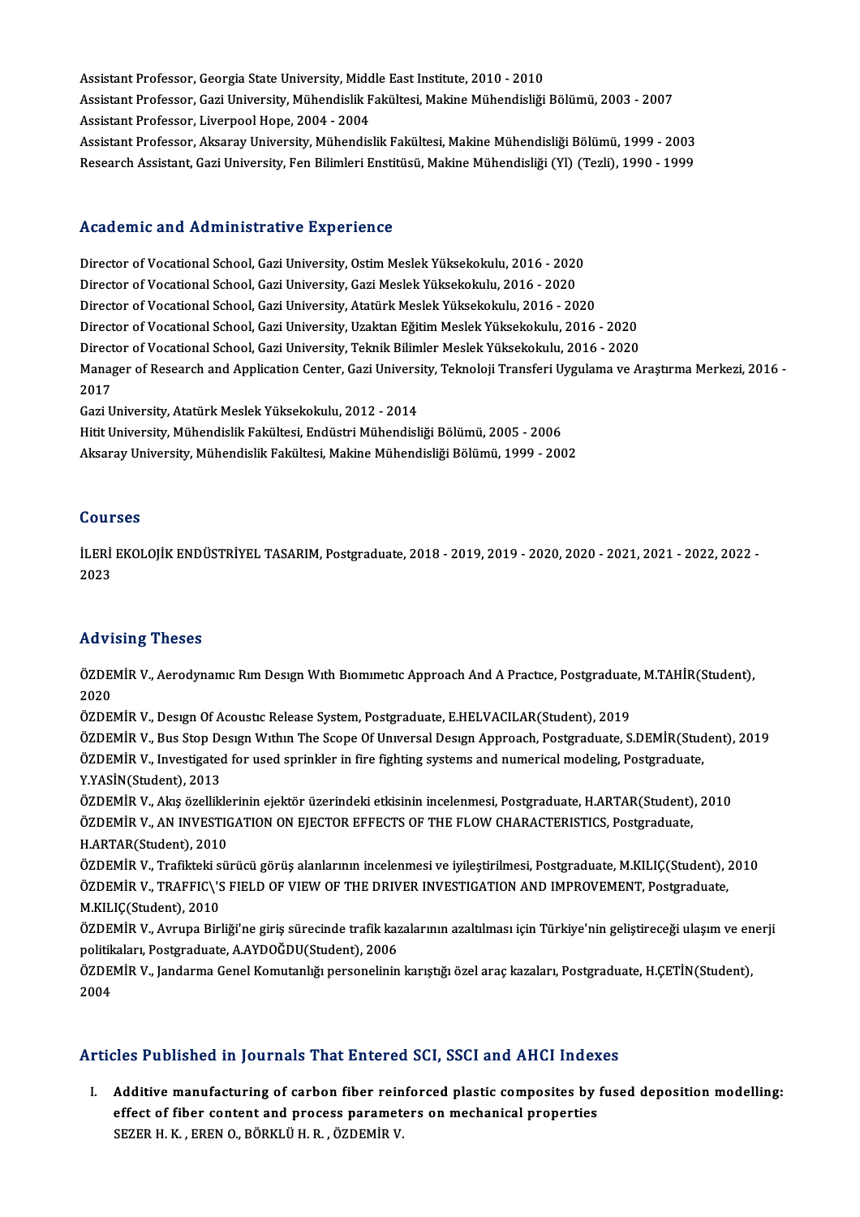Assistant Professor, Georgia State University, Middle East Institute, 2010 - 2010
Assistant Professor, Gazi University, Mühendislik Fakültesi, Makine Mühendisliği Bölümü, 2003 - 2007
Assistant Professor, Liverpool Hope, 2004 - 2004
Assistant Professor, Aksaray University, Mühendislik Fakültesi, Makine Mühendisliği Bölümü, 1999 - 2003
Research Assistant, Gazi University, Fen Bilimleri Enstitüsü, Makine Mühendisliği (Yl) (Tezli), 1990 - 1999

## Academic and Administrative Experience

Director of Vocational School, Gazi University, Ostim Meslek Yüksekokulu, 2016 - 2020
Director of Vocational School, Gazi University, Gazi Meslek Yüksekokulu, 2016 - 2020
Director of Vocational School, Gazi University, Atatürk Meslek Yüksekokulu, 2016 - 2020
Director of Vocational School, Gazi University, Uzaktan Eğitim Meslek Yüksekokulu, 2016 - 2020
Director of Vocational School, Gazi University, Teknik Bilimler Meslek Yüksekokulu, 2016 - 2020
Manager of Research and Application Center, Gazi University, Teknoloji Transferi Uygulama ve Araştırma Merkezi, 2016 - 2017
Gazi University, Atatürk Meslek Yüksekokulu, 2012 - 2014
Hitit University, Mühendislik Fakültesi, Endüstri Mühendisliği Bölümü, 2005 - 2006
Aksaray University, Mühendislik Fakültesi, Makine Mühendisliği Bölümü, 1999 - 2002

## Courses

İLERİ EKOLOJİK ENDÜSTRİYEL TASARIM, Postgraduate, 2018 - 2019, 2019 - 2020, 2020 - 2021, 2021 - 2022, 2022 - 2023

## Advising Theses

ÖZDEMİR V., Aerodynamıc Rım Desıgn Wıth Bıomımetıc Approach And A Practıce, Postgraduate, M.TAHİR(Student), 2020
ÖZDEMİR V., Desıgn Of Acoustıc Release System, Postgraduate, E.HELVACILAR(Student), 2019
ÖZDEMİR V., Bus Stop Desıgn Wıthın The Scope Of Unıversal Desıgn Approach, Postgraduate, S.DEMİR(Student), 2019
ÖZDEMİR V., Investigated for used sprinkler in fire fighting systems and numerical modeling, Postgraduate, Y.YASİN(Student), 2013
ÖZDEMİR V., Akış özelliklerinin ejektör üzerindeki etkisinin incelenmesi, Postgraduate, H.ARTAR(Student), 2010
ÖZDEMİR V., AN INVESTIGATION ON EJECTOR EFFECTS OF THE FLOW CHARACTERISTICS, Postgraduate, H.ARTAR(Student), 2010
ÖZDEMİR V., Trafikteki sürücü görüş alanlarının incelenmesi ve iyileştirilmesi, Postgraduate, M.KILIÇ(Student), 2010
ÖZDEMİR V., TRAFFIC\'S FIELD OF VIEW OF THE DRIVER INVESTIGATION AND IMPROVEMENT, Postgraduate, M.KILIÇ(Student), 2010
ÖZDEMİR V., Avrupa Birliği'ne giriş sürecinde trafik kazalarının azaltılması için Türkiye'nin geliştireceği ulaşım ve enerji politikaları, Postgraduate, A.AYDOĞDU(Student), 2006
ÖZDEMİR V., Jandarma Genel Komutanlığı personelinin karıştığı özel araç kazaları, Postgraduate, H.ÇETİN(Student), 2004

## Articles Published in Journals That Entered SCI, SSCI and AHCI Indexes

I. **Additive manufacturing of carbon fiber reinforced plastic composites by fused deposition modelling: effect of fiber content and process parameters on mechanical properties**
SEZER H. K. , EREN O., BÖRKLÜ H. R. , ÖZDEMİR V.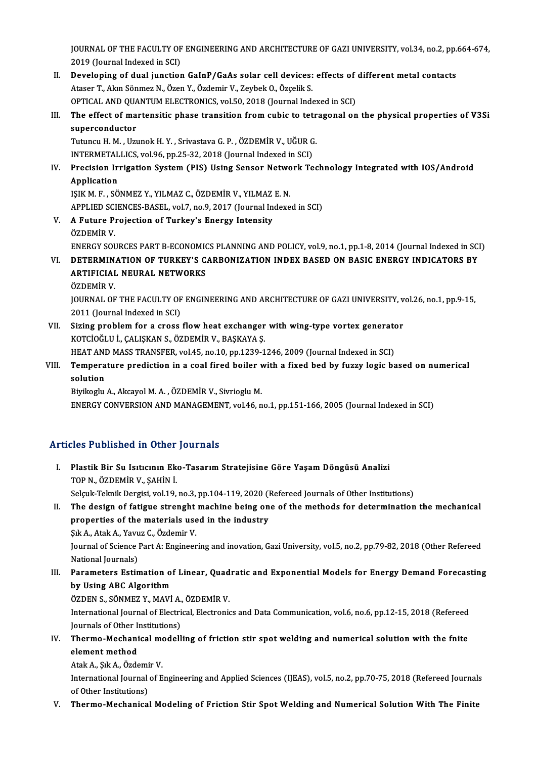JOURNAL OF THE FACULTY OF ENGINEERING AND ARCHITECTURE OF GAZI UNIVERSITY, vol.34, no.2, pp.664-674, 2019 (Journal Indexed in SCI)

II. **Developing of dual junction GaInP/GaAs solar cell devices: effects of different metal contacts**
    Ataser T., Akın Sönmez N., Özen Y., Özdemir V., Zeybek O., Özçelik S.
    OPTICAL AND QUANTUM ELECTRONICS, vol.50, 2018 (Journal Indexed in SCI)

III. **The effect of martensitic phase transition from cubic to tetragonal on the physical properties of V3Si superconductor**
    Tutuncu H. M. , Uzunok H. Y. , Srivastava G. P. , ÖZDEMİR V., UĞUR G.
    INTERMETALLICS, vol.96, pp.25-32, 2018 (Journal Indexed in SCI)

IV. **Precision Irrigation System (PIS) Using Sensor Network Technology Integrated with IOS/Android Application**
    IŞIK M. F. , SÖNMEZ Y., YILMAZ C., ÖZDEMİR V., YILMAZ E. N.
    APPLIED SCIENCES-BASEL, vol.7, no.9, 2017 (Journal Indexed in SCI)

V. **A Future Projection of Turkey's Energy Intensity**
    ÖZDEMİR V.
    ENERGY SOURCES PART B-ECONOMICS PLANNING AND POLICY, vol.9, no.1, pp.1-8, 2014 (Journal Indexed in SCI)

VI. **DETERMINATION OF TURKEY'S CARBONIZATION INDEX BASED ON BASIC ENERGY INDICATORS BY ARTIFICIAL NEURAL NETWORKS**
    ÖZDEMİR V.
    JOURNAL OF THE FACULTY OF ENGINEERING AND ARCHITECTURE OF GAZI UNIVERSITY, vol.26, no.1, pp.9-15, 2011 (Journal Indexed in SCI)

VII. **Sizing problem for a cross flow heat exchanger with wing-type vortex generator**
    KOTCİOĞLU İ., ÇALIŞKAN S., ÖZDEMİR V., BAŞKAYA Ş.
    HEAT AND MASS TRANSFER, vol.45, no.10, pp.1239-1246, 2009 (Journal Indexed in SCI)

VIII. **Temperature prediction in a coal fired boiler with a fixed bed by fuzzy logic based on numerical solution**
    Biyikoglu A., Akcayol M. A. , ÖZDEMİR V., Sivrioglu M.
    ENERGY CONVERSION AND MANAGEMENT, vol.46, no.1, pp.151-166, 2005 (Journal Indexed in SCI)

## Articles Published in Other Journals

I. **Plastik Bir Su Isıtıcının Eko-Tasarım Stratejisine Göre Yaşam Döngüsü Analizi**
    TOP N., ÖZDEMİR V., ŞAHİN İ.
    Selçuk-Teknik Dergisi, vol.19, no.3, pp.104-119, 2020 (Refereed Journals of Other Institutions)

II. **The design of fatigue strenght machine being one of the methods for determination the mechanical properties of the materials used in the industry**
    Şık A., Atak A., Yavuz C., Özdemir V.
    Journal of Science Part A: Engineering and inovation, Gazi University, vol.5, no.2, pp.79-82, 2018 (Other Refereed National Journals)

III. **Parameters Estimation of Linear, Quadratic and Exponential Models for Energy Demand Forecasting by Using ABC Algorithm**
    ÖZDEN S., SÖNMEZ Y., MAVİ A., ÖZDEMİR V.
    International Journal of Electrical, Electronics and Data Communication, vol.6, no.6, pp.12-15, 2018 (Refereed Journals of Other Institutions)

IV. **Thermo-Mechanical modelling of friction stir spot welding and numerical solution with the fnite element method**
    Atak A., Şık A., Özdemir V.
    International Journal of Engineering and Applied Sciences (IJEAS), vol.5, no.2, pp.70-75, 2018 (Refereed Journals of Other Institutions)

V. **Thermo-Mechanical Modeling of Friction Stir Spot Welding and Numerical Solution With The Finite**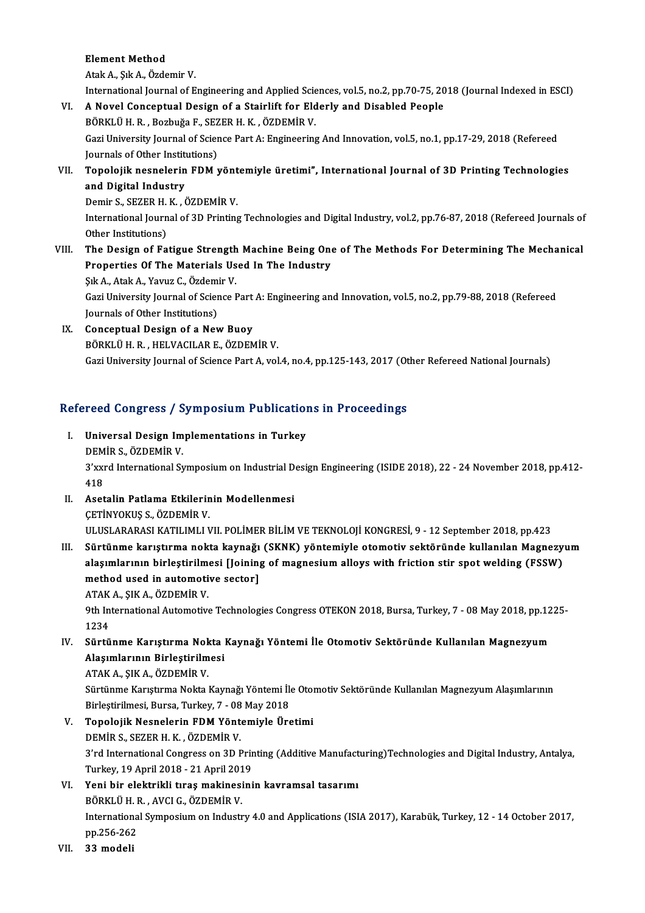**Element Method**
Atak A., Şık A., Özdemir V.
International Journal of Engineering and Applied Sciences, vol.5, no.2, pp.70-75, 2018 (Journal Indexed in ESCI)

VI. **A Novel Conceptual Design of a Stairlift for Elderly and Disabled People**
BÖRKLÜ H. R. , Bozbuğa F., SEZER H. K. , ÖZDEMİR V.
Gazi University Journal of Science Part A: Engineering And Innovation, vol.5, no.1, pp.17-29, 2018 (Refereed Journals of Other Institutions)

VII. **Topolojik nesnelerin FDM yöntemiyle üretimi", International Journal of 3D Printing Technologies and Digital Industry**
Demir S., SEZER H. K. , ÖZDEMİR V.
International Journal of 3D Printing Technologies and Digital Industry, vol.2, pp.76-87, 2018 (Refereed Journals of Other Institutions)

VIII. **The Design of Fatigue Strength Machine Being One of The Methods For Determining The Mechanical Properties Of The Materials Used In The Industry**
Şık A., Atak A., Yavuz C., Özdemir V.
Gazi University Journal of Science Part A: Engineering and Innovation, vol.5, no.2, pp.79-88, 2018 (Refereed Journals of Other Institutions)

IX. **Conceptual Design of a New Buoy**
BÖRKLÜ H. R. , HELVACILAR E., ÖZDEMİR V.
Gazi University Journal of Science Part A, vol.4, no.4, pp.125-143, 2017 (Other Refereed National Journals)

## Refereed Congress / Symposium Publications in Proceedings

I. **Universal Design Implementations in Turkey**
DEMİR S., ÖZDEMİR V.
3'xxrd International Symposium on Industrial Design Engineering (ISIDE 2018), 22 - 24 November 2018, pp.412-418

II. **Asetalin Patlama Etkilerinin Modellenmesi**
ÇETİNYOKUŞ S., ÖZDEMİR V.
ULUSLARARASI KATILIMLI VII. POLİMER BİLİM VE TEKNOLOJİ KONGRESİ, 9 - 12 September 2018, pp.423

III. **Sürtünme karıştırma nokta kaynağı (SKNK) yöntemiyle otomotiv sektöründe kullanılan Magnezyum alaşımlarının birleştirilmesi [Joining of magnesium alloys with friction stir spot welding (FSSW) method used in automotive sector]**
ATAK A., ŞIK A., ÖZDEMİR V.
9th International Automotive Technologies Congress OTEKON 2018, Bursa, Turkey, 7 - 08 May 2018, pp.1225-1234

IV. **Sürtünme Karıştırma Nokta Kaynağı Yöntemi İle Otomotiv Sektöründe Kullanılan Magnezyum Alaşımlarının Birleştirilmesi**
ATAK A., ŞIK A., ÖZDEMİR V.
Sürtünme Karıştırma Nokta Kaynağı Yöntemi İle Otomotiv Sektöründe Kullanılan Magnezyum Alaşımlarının Birleştirilmesi, Bursa, Turkey, 7 - 08 May 2018

V. **Topolojik Nesnelerin FDM Yöntemiyle Üretimi**
DEMİR S., SEZER H. K. , ÖZDEMİR V.
3'rd International Congress on 3D Printing (Additive Manufacturing)Technologies and Digital Industry, Antalya, Turkey, 19 April 2018 - 21 April 2019

VI. **Yeni bir elektrikli tıraş makinesinin kavramsal tasarımı**
BÖRKLÜ H. R. , AVCI G., ÖZDEMİR V.
International Symposium on Industry 4.0 and Applications (ISIA 2017), Karabük, Turkey, 12 - 14 October 2017, pp.256-262

VII. **33 modeli**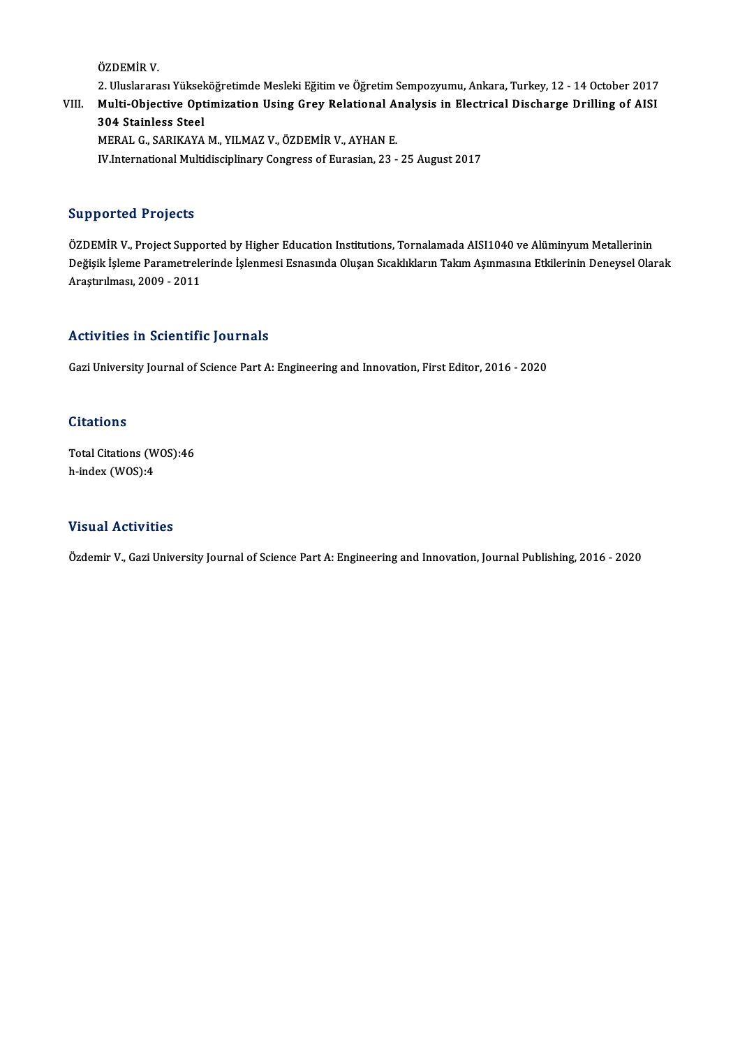ÖZDEMİR V.

2. Uluslararası Yükseköğretimde Mesleki Eğitim ve Öğretim Sempozyumu, Ankara, Turkey, 12 - 14 October 2017

VIII. **Multi-Objective Optimization Using Grey Relational Analysis in Electrical Discharge Drilling of AISI 304 Stainless Steel**

MERAL G., SARIKAYA M., YILMAZ V., ÖZDEMİR V., AYHAN E.

IV.International Multidisciplinary Congress of Eurasian, 23 - 25 August 2017

## Supported Projects

ÖZDEMİR V., Project Supported by Higher Education Institutions, Tornalamada AISI1040 ve Alüminyum Metallerinin Değişik İşleme Parametrelerinde İşlenmesi Esnasında Oluşan Sıcaklıkların Takım Aşınmasına Etkilerinin Deneysel Olarak Araştırılması, 2009 - 2011

## Activities in Scientific Journals

Gazi University Journal of Science Part A: Engineering and Innovation, First Editor, 2016 - 2020

## Citations

Total Citations (WOS):46

h-index (WOS):4

## Visual Activities

Özdemir V., Gazi University Journal of Science Part A: Engineering and Innovation, Journal Publishing, 2016 - 2020